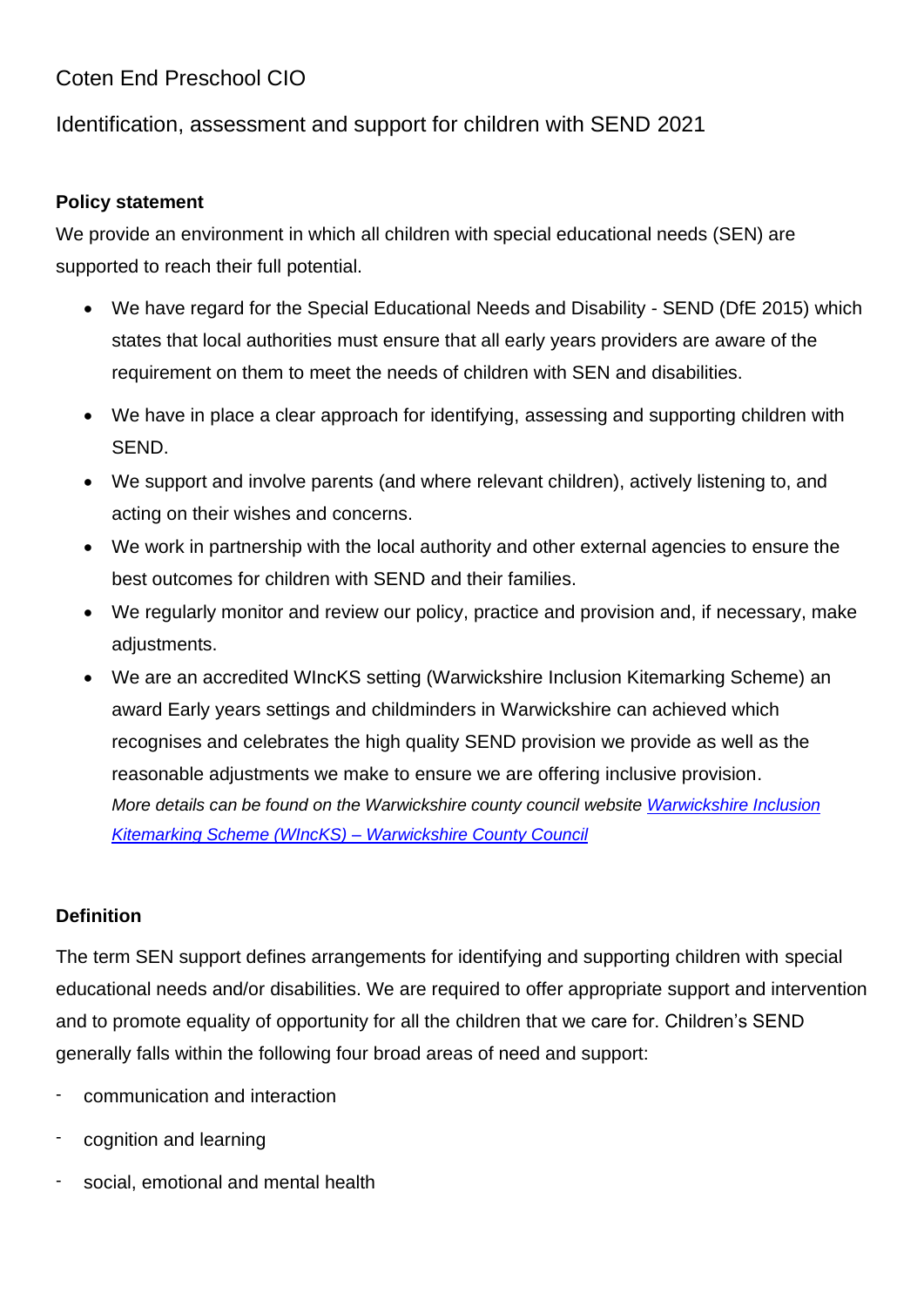# Coten End Preschool CIO

## Identification, assessment and support for children with SEND 2021

**Policy statement**

We provide an environment in which all children with special educational needs (SEN) are supported to reach their full potential.

- We have regard for the Special Educational Needs and Disability - SEND (DfE 2015) which states that local authorities must ensure that all early years providers are aware of the requirement on them to meet the needs of children with SEN and disabilities.
- We have in place a clear approach for identifying, assessing and supporting children with SEND.
- We support and involve parents (and where relevant children), actively listening to, and acting on their wishes and concerns.
- We work in partnership with the local authority and other external agencies to ensure the best outcomes for children with SEND and their families.
- We regularly monitor and review our policy, practice and provision and, if necessary, make adjustments.
- We are an accredited WIncKS setting (Warwickshire Inclusion Kitemarking Scheme) an award Early years settings and childminders in Warwickshire can achieved which recognises and celebrates the high quality SEND provision we provide as well as the reasonable adjustments we make to ensure we are offering inclusive provision.
  *More details can be found on the Warwickshire county council website [Warwickshire Inclusion Kitemarking Scheme (WIncKS) – Warwickshire County Council]*

**Definition**

The term SEN support defines arrangements for identifying and supporting children with special educational needs and/or disabilities. We are required to offer appropriate support and intervention and to promote equality of opportunity for all the children that we care for. Children's SEND generally falls within the following four broad areas of need and support:

- communication and interaction
- cognition and learning
- social, emotional and mental health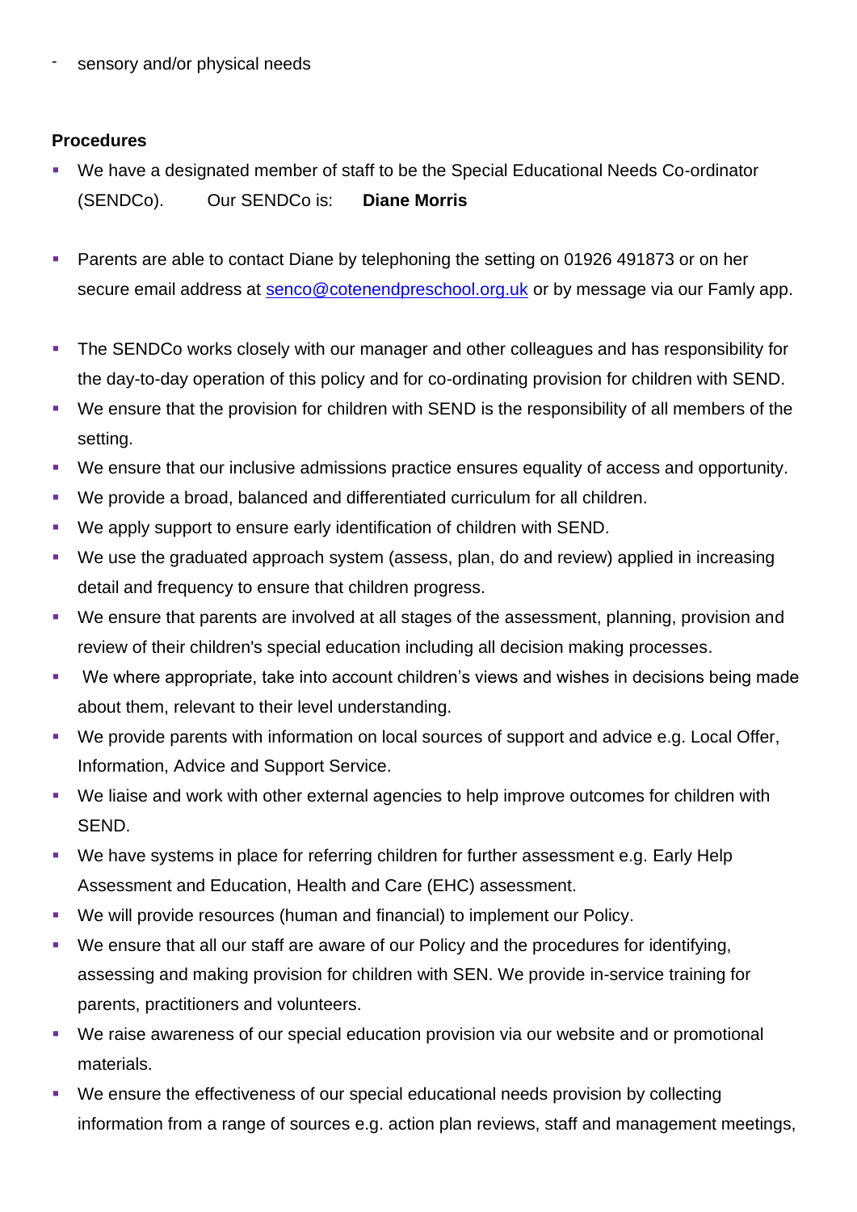- sensory and/or physical needs

**Procedures**

- We have a designated member of staff to be the Special Educational Needs Co-ordinator (SENDCo). Our SENDCo is: **Diane Morris**

- Parents are able to contact Diane by telephoning the setting on 01926 491873 or on her secure email address at senco@cotenendpreschool.org.uk or by message via our Famly app.

- The SENDCo works closely with our manager and other colleagues and has responsibility for the day-to-day operation of this policy and for co-ordinating provision for children with SEND.
- We ensure that the provision for children with SEND is the responsibility of all members of the setting.
- We ensure that our inclusive admissions practice ensures equality of access and opportunity.
- We provide a broad, balanced and differentiated curriculum for all children.
- We apply support to ensure early identification of children with SEND.
- We use the graduated approach system (assess, plan, do and review) applied in increasing detail and frequency to ensure that children progress.
- We ensure that parents are involved at all stages of the assessment, planning, provision and review of their children's special education including all decision making processes.
- We where appropriate, take into account children's views and wishes in decisions being made about them, relevant to their level understanding.
- We provide parents with information on local sources of support and advice e.g. Local Offer, Information, Advice and Support Service.
- We liaise and work with other external agencies to help improve outcomes for children with SEND.
- We have systems in place for referring children for further assessment e.g. Early Help Assessment and Education, Health and Care (EHC) assessment.
- We will provide resources (human and financial) to implement our Policy.
- We ensure that all our staff are aware of our Policy and the procedures for identifying, assessing and making provision for children with SEN. We provide in-service training for parents, practitioners and volunteers.
- We raise awareness of our special education provision via our website and or promotional materials.
- We ensure the effectiveness of our special educational needs provision by collecting information from a range of sources e.g. action plan reviews, staff and management meetings,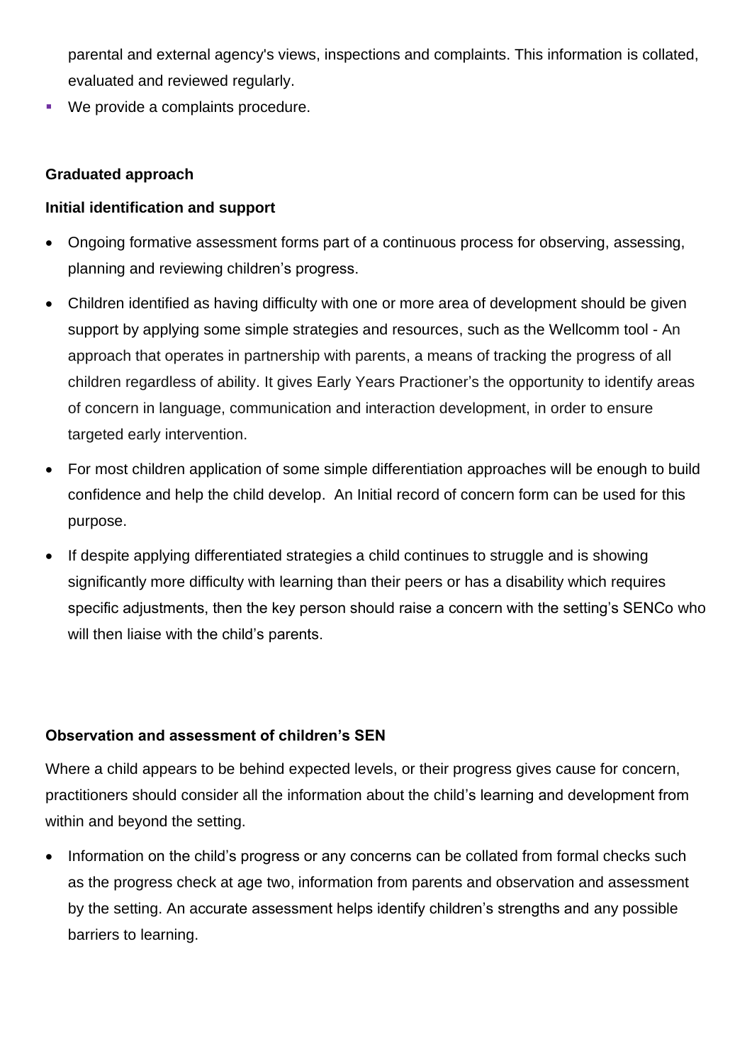parental and external agency's views, inspections and complaints. This information is collated, evaluated and reviewed regularly.

- We provide a complaints procedure.

**Graduated approach**

**Initial identification and support**

- Ongoing formative assessment forms part of a continuous process for observing, assessing, planning and reviewing children's progress.
- Children identified as having difficulty with one or more area of development should be given support by applying some simple strategies and resources, such as the Wellcomm tool - An approach that operates in partnership with parents, a means of tracking the progress of all children regardless of ability. It gives Early Years Practioner's the opportunity to identify areas of concern in language, communication and interaction development, in order to ensure targeted early intervention.
- For most children application of some simple differentiation approaches will be enough to build confidence and help the child develop. An Initial record of concern form can be used for this purpose.
- If despite applying differentiated strategies a child continues to struggle and is showing significantly more difficulty with learning than their peers or has a disability which requires specific adjustments, then the key person should raise a concern with the setting's SENCo who will then liaise with the child's parents.

**Observation and assessment of children's SEN**

Where a child appears to be behind expected levels, or their progress gives cause for concern, practitioners should consider all the information about the child's learning and development from within and beyond the setting.

- Information on the child's progress or any concerns can be collated from formal checks such as the progress check at age two, information from parents and observation and assessment by the setting. An accurate assessment helps identify children's strengths and any possible barriers to learning.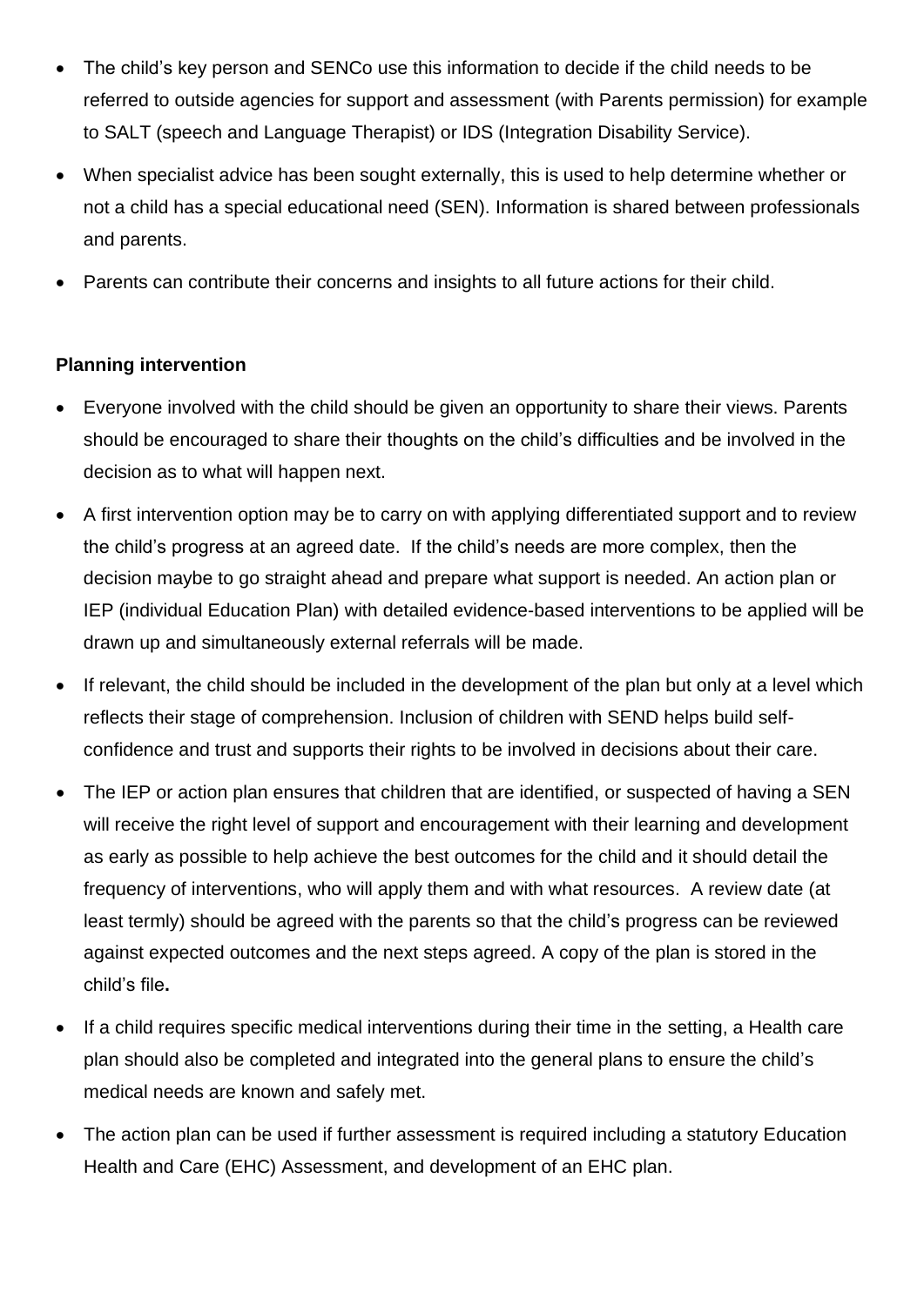- The child's key person and SENCo use this information to decide if the child needs to be referred to outside agencies for support and assessment (with Parents permission) for example to SALT (speech and Language Therapist) or IDS (Integration Disability Service).
- When specialist advice has been sought externally, this is used to help determine whether or not a child has a special educational need (SEN). Information is shared between professionals and parents.
- Parents can contribute their concerns and insights to all future actions for their child.

**Planning intervention**

- Everyone involved with the child should be given an opportunity to share their views. Parents should be encouraged to share their thoughts on the child's difficulties and be involved in the decision as to what will happen next.
- A first intervention option may be to carry on with applying differentiated support and to review the child's progress at an agreed date. If the child's needs are more complex, then the decision maybe to go straight ahead and prepare what support is needed. An action plan or IEP (individual Education Plan) with detailed evidence-based interventions to be applied will be drawn up and simultaneously external referrals will be made.
- If relevant, the child should be included in the development of the plan but only at a level which reflects their stage of comprehension. Inclusion of children with SEND helps build self-confidence and trust and supports their rights to be involved in decisions about their care.
- The IEP or action plan ensures that children that are identified, or suspected of having a SEN will receive the right level of support and encouragement with their learning and development as early as possible to help achieve the best outcomes for the child and it should detail the frequency of interventions, who will apply them and with what resources. A review date (at least termly) should be agreed with the parents so that the child's progress can be reviewed against expected outcomes and the next steps agreed. A copy of the plan is stored in the child's file**.**
- If a child requires specific medical interventions during their time in the setting, a Health care plan should also be completed and integrated into the general plans to ensure the child's medical needs are known and safely met.
- The action plan can be used if further assessment is required including a statutory Education Health and Care (EHC) Assessment, and development of an EHC plan.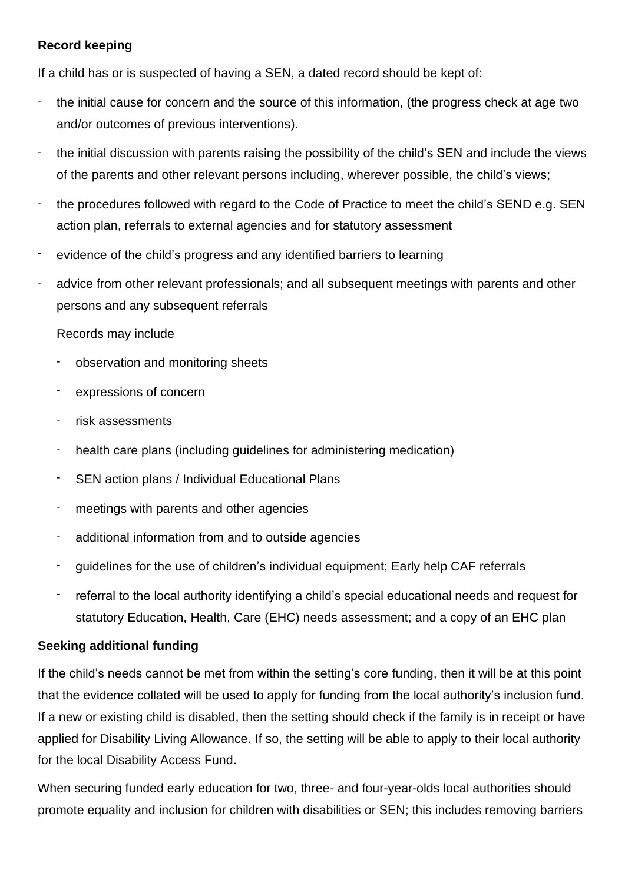**Record keeping**

If a child has or is suspected of having a SEN, a dated record should be kept of:

- the initial cause for concern and the source of this information, (the progress check at age two and/or outcomes of previous interventions).
- the initial discussion with parents raising the possibility of the child's SEN and include the views of the parents and other relevant persons including, wherever possible, the child's views;
- the procedures followed with regard to the Code of Practice to meet the child's SEND e.g. SEN action plan, referrals to external agencies and for statutory assessment
- evidence of the child's progress and any identified barriers to learning
- advice from other relevant professionals; and all subsequent meetings with parents and other persons and any subsequent referrals

  Records may include

  - observation and monitoring sheets
  - expressions of concern
  - risk assessments
  - health care plans (including guidelines for administering medication)
  - SEN action plans / Individual Educational Plans
  - meetings with parents and other agencies
  - additional information from and to outside agencies
  - guidelines for the use of children's individual equipment; Early help CAF referrals
  - referral to the local authority identifying a child's special educational needs and request for statutory Education, Health, Care (EHC) needs assessment; and a copy of an EHC plan

**Seeking additional funding**

If the child's needs cannot be met from within the setting's core funding, then it will be at this point that the evidence collated will be used to apply for funding from the local authority's inclusion fund. If a new or existing child is disabled, then the setting should check if the family is in receipt or have applied for Disability Living Allowance. If so, the setting will be able to apply to their local authority for the local Disability Access Fund.

When securing funded early education for two, three- and four-year-olds local authorities should promote equality and inclusion for children with disabilities or SEN; this includes removing barriers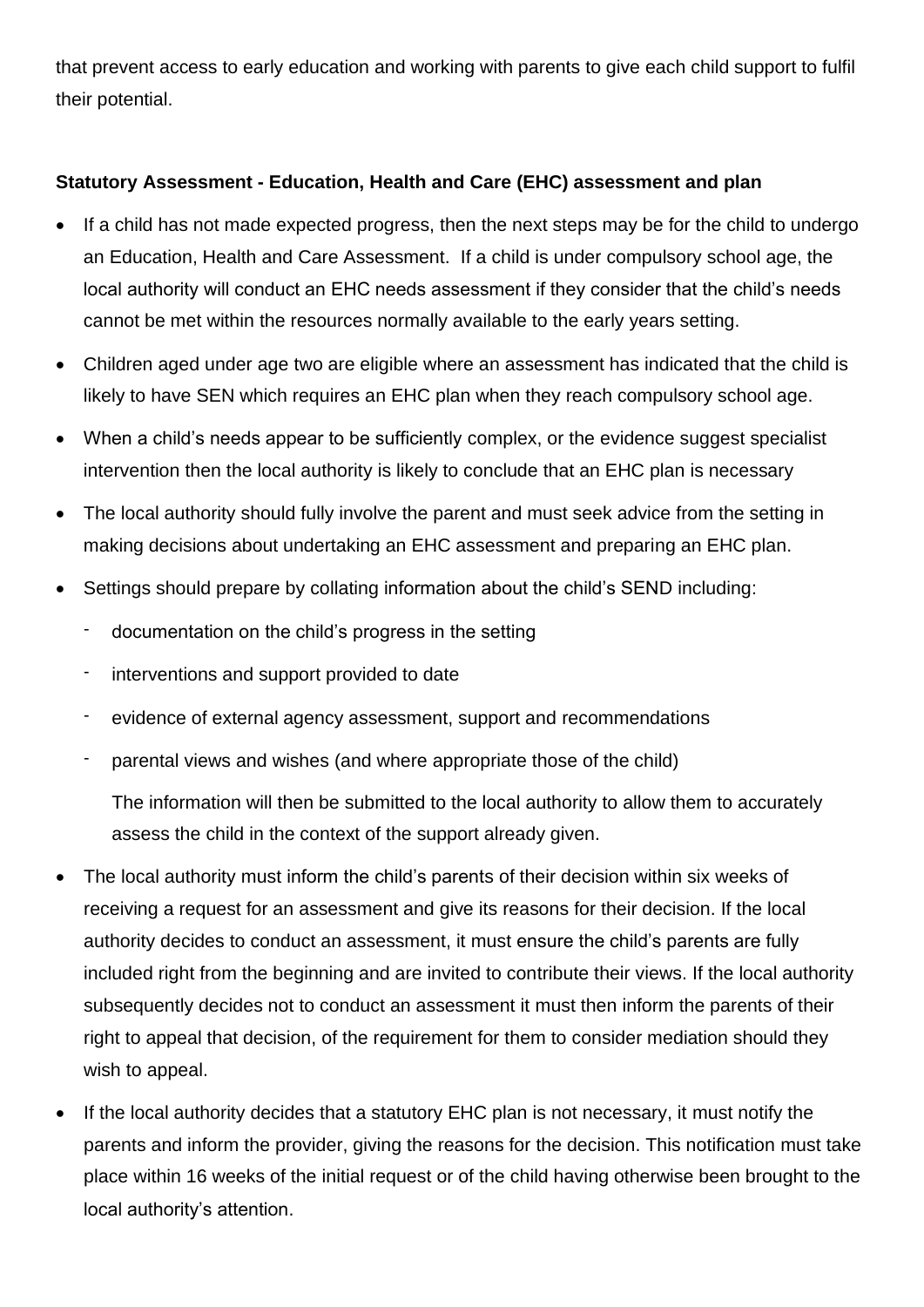that prevent access to early education and working with parents to give each child support to fulfil their potential.

**Statutory Assessment - Education, Health and Care (EHC) assessment and plan**

- If a child has not made expected progress, then the next steps may be for the child to undergo an Education, Health and Care Assessment. If a child is under compulsory school age, the local authority will conduct an EHC needs assessment if they consider that the child's needs cannot be met within the resources normally available to the early years setting.
- Children aged under age two are eligible where an assessment has indicated that the child is likely to have SEN which requires an EHC plan when they reach compulsory school age.
- When a child's needs appear to be sufficiently complex, or the evidence suggest specialist intervention then the local authority is likely to conclude that an EHC plan is necessary
- The local authority should fully involve the parent and must seek advice from the setting in making decisions about undertaking an EHC assessment and preparing an EHC plan.
- Settings should prepare by collating information about the child's SEND including:
  - documentation on the child's progress in the setting
  - interventions and support provided to date
  - evidence of external agency assessment, support and recommendations
  - parental views and wishes (and where appropriate those of the child)

  The information will then be submitted to the local authority to allow them to accurately assess the child in the context of the support already given.
- The local authority must inform the child's parents of their decision within six weeks of receiving a request for an assessment and give its reasons for their decision. If the local authority decides to conduct an assessment, it must ensure the child's parents are fully included right from the beginning and are invited to contribute their views. If the local authority subsequently decides not to conduct an assessment it must then inform the parents of their right to appeal that decision, of the requirement for them to consider mediation should they wish to appeal.
- If the local authority decides that a statutory EHC plan is not necessary, it must notify the parents and inform the provider, giving the reasons for the decision. This notification must take place within 16 weeks of the initial request or of the child having otherwise been brought to the local authority's attention.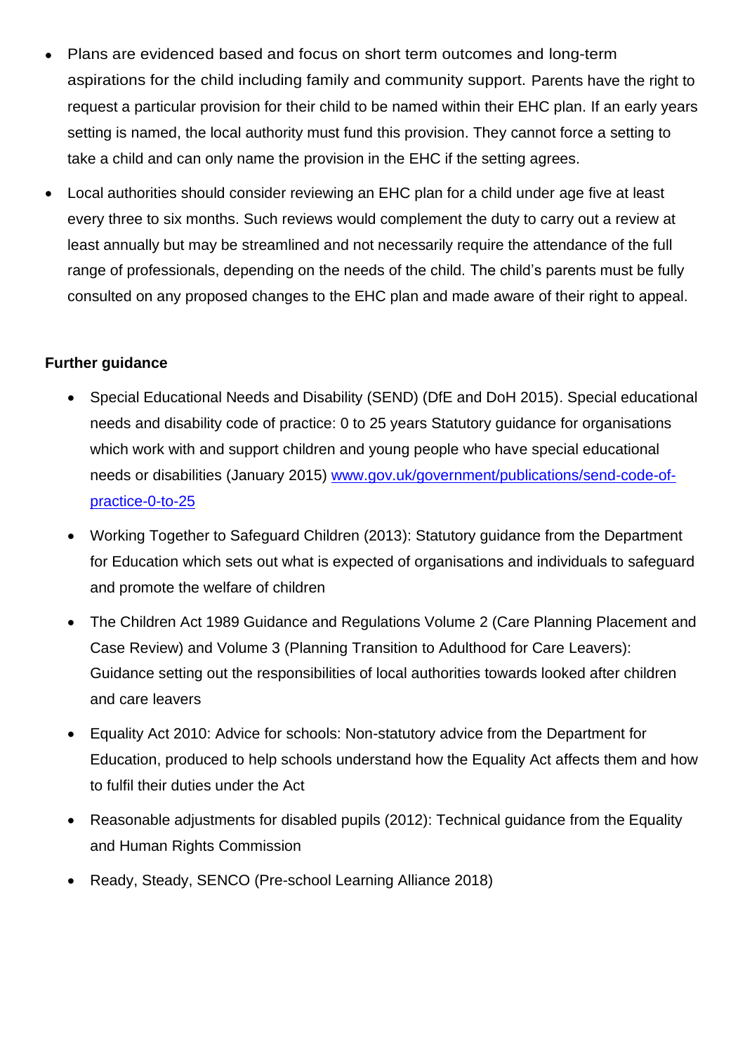- Plans are evidenced based and focus on short term outcomes and long-term aspirations for the child including family and community support. Parents have the right to request a particular provision for their child to be named within their EHC plan. If an early years setting is named, the local authority must fund this provision. They cannot force a setting to take a child and can only name the provision in the EHC if the setting agrees.
- Local authorities should consider reviewing an EHC plan for a child under age five at least every three to six months. Such reviews would complement the duty to carry out a review at least annually but may be streamlined and not necessarily require the attendance of the full range of professionals, depending on the needs of the child. The child's parents must be fully consulted on any proposed changes to the EHC plan and made aware of their right to appeal.

**Further guidance**

- Special Educational Needs and Disability (SEND) (DfE and DoH 2015). Special educational needs and disability code of practice: 0 to 25 years Statutory guidance for organisations which work with and support children and young people who have special educational needs or disabilities (January 2015) [www.gov.uk/government/publications/send-code-of-practice-0-to-25](www.gov.uk/government/publications/send-code-of-practice-0-to-25)
- Working Together to Safeguard Children (2013): Statutory guidance from the Department for Education which sets out what is expected of organisations and individuals to safeguard and promote the welfare of children
- The Children Act 1989 Guidance and Regulations Volume 2 (Care Planning Placement and Case Review) and Volume 3 (Planning Transition to Adulthood for Care Leavers): Guidance setting out the responsibilities of local authorities towards looked after children and care leavers
- Equality Act 2010: Advice for schools: Non-statutory advice from the Department for Education, produced to help schools understand how the Equality Act affects them and how to fulfil their duties under the Act
- Reasonable adjustments for disabled pupils (2012): Technical guidance from the Equality and Human Rights Commission
- Ready, Steady, SENCO (Pre-school Learning Alliance 2018)